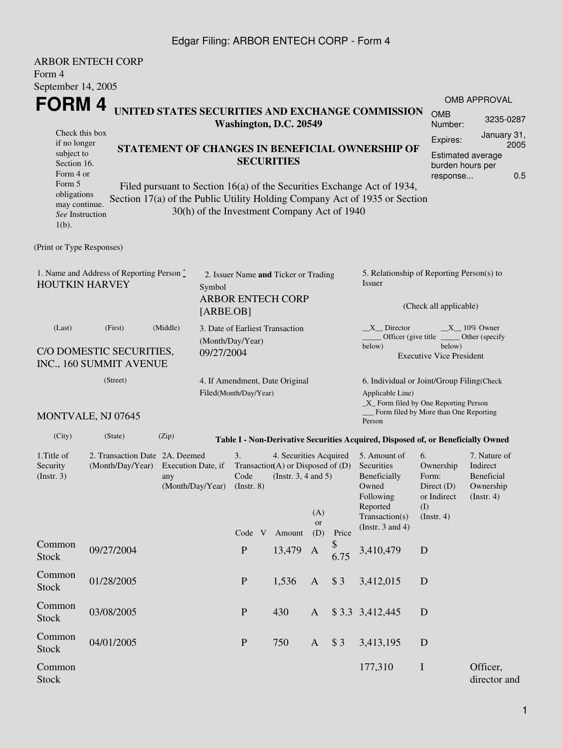Edgar Filing: ARBOR ENTECH CORP - Form 4

ARBOR ENTECH CORP
Form 4
September 14, 2005

# FORM 4

**UNITED STATES SECURITIES AND EXCHANGE COMMISSION**
**Washington, D.C. 20549**

**STATEMENT OF CHANGES IN BENEFICIAL OWNERSHIP OF SECURITIES**

Filed pursuant to Section 16(a) of the Securities Exchange Act of 1934, Section 17(a) of the Public Utility Holding Company Act of 1935 or Section 30(h) of the Investment Company Act of 1940

Check this box if no longer subject to Section 16. Form 4 or Form 5 obligations may continue. *See* Instruction 1(b).

OMB APPROVAL

| | |
|---|---|
| OMB Number: | 3235-0287 |
| Expires: | January 31, 2005 |
| Estimated average burden hours per response... | 0.5 |

(Print or Type Responses)

1. Name and Address of Reporting Person *
HOUTKIN HARVEY

(Last) (First) (Middle)

C/O DOMESTIC SECURITIES, INC., 160 SUMMIT AVENUE

(Street)

MONTVALE, NJ 07645

(City) (State) (Zip)

2. Issuer Name **and** Ticker or Trading Symbol
ARBOR ENTECH CORP [ARBE.OB]

3. Date of Earliest Transaction (Month/Day/Year)
09/27/2004

4. If Amendment, Date Original Filed(Month/Day/Year)

5. Relationship of Reporting Person(s) to Issuer

(Check all applicable)

__X__ Director __X__ 10% Owner
_____ Officer (give title below) _____ Other (specify below)
Executive Vice President

6. Individual or Joint/Group Filing(Check Applicable Line)
_X_ Form filed by One Reporting Person
___ Form filed by More than One Reporting Person

**Table I - Non-Derivative Securities Acquired, Disposed of, or Beneficially Owned**

| 1.Title of Security (Instr. 3) | 2. Transaction Date (Month/Day/Year) | 2A. Deemed Execution Date, if any (Month/Day/Year) | 3. Transaction Code (Instr. 8) | | 4. Securities Acquired (A) or Disposed of (D) (Instr. 3, 4 and 5) | | | 5. Amount of Securities Beneficially Owned Following Reported Transaction(s) (Instr. 3 and 4) | 6. Ownership Form: Direct (D) or Indirect (I) (Instr. 4) | 7. Nature of Indirect Beneficial Ownership (Instr. 4) |
|---|---|---|---|---|---|---|---|---|---|---|
| | | | Code | V | Amount | (A) or (D) | Price | | | |
| Common Stock | 09/27/2004 | | P | | 13,479 | A | $ 6.75 | 3,410,479 | D | |
| Common Stock | 01/28/2005 | | P | | 1,536 | A | $ 3 | 3,412,015 | D | |
| Common Stock | 03/08/2005 | | P | | 430 | A | $ 3.3 | 3,412,445 | D | |
| Common Stock | 04/01/2005 | | P | | 750 | A | $ 3 | 3,413,195 | D | |
| Common Stock | | | | | | | | 177,310 | I | Officer, director and |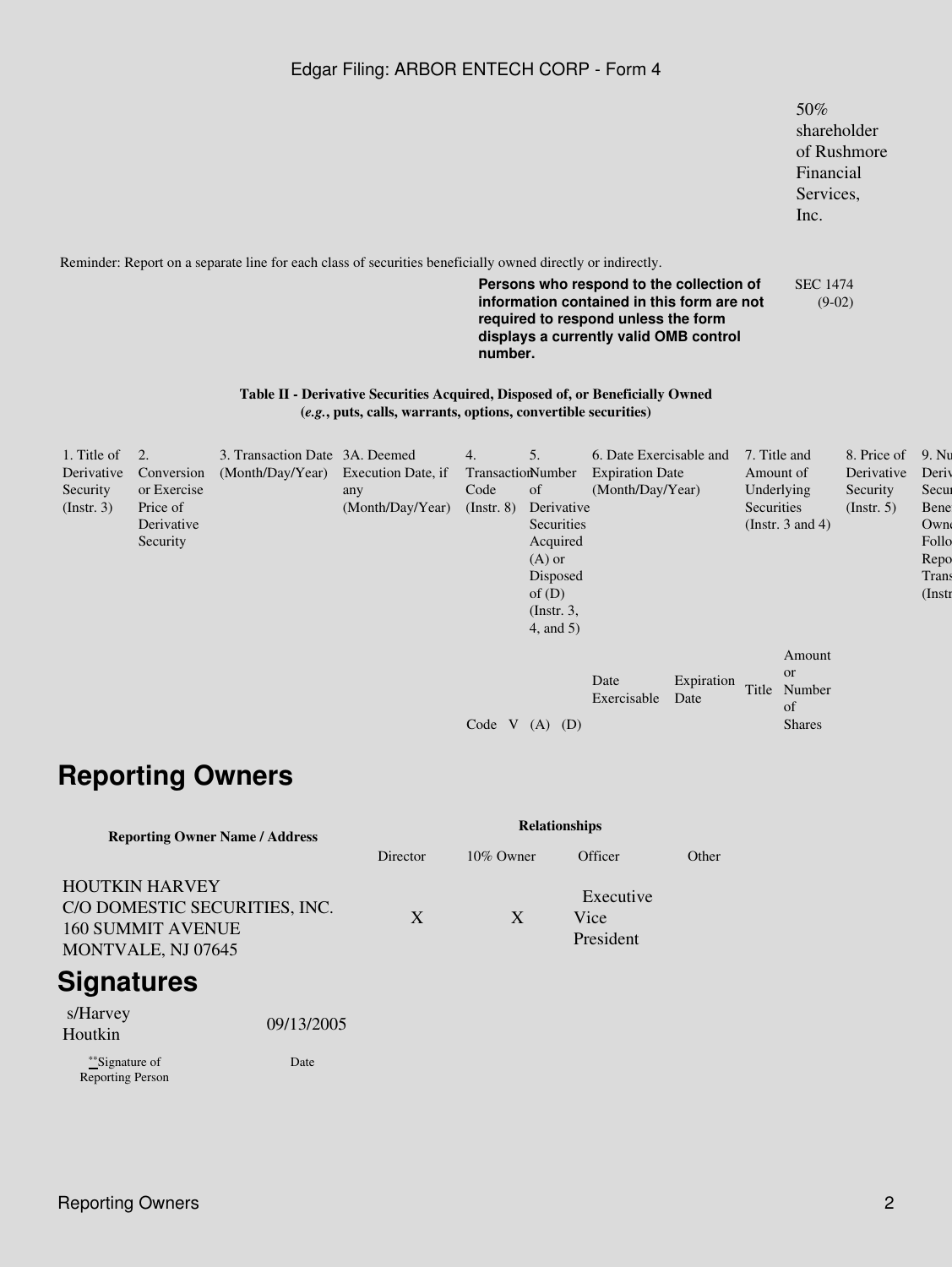50% shareholder of Rushmore Financial Services, Inc.

Reminder: Report on a separate line for each class of securities beneficially owned directly or indirectly.

**Persons who respond to the collection of information contained in this form are not required to respond unless the form displays a currently valid OMB control number.**

SEC 1474 (9-02)

**Table II - Derivative Securities Acquired, Disposed of, or Beneficially Owned**
**(*e.g.*, puts, calls, warrants, options, convertible securities)**

| 1. Title of Derivative Security (Instr. 3) | 2. Conversion or Exercise Price of Derivative Security | 3. Transaction Date (Month/Day/Year) | 3A. Deemed Execution Date, if any (Month/Day/Year) | 4. Transaction Code (Instr. 8) | | 5. Number of Derivative Securities Acquired (A) or Disposed of (D) (Instr. 3, 4, and 5) | | 6. Date Exercisable and Expiration Date (Month/Day/Year) | | 7. Title and Amount of Underlying Securities (Instr. 3 and 4) | | 8. Price of Derivative Security (Instr. 5) | 9. Nu Deriv Secur Bene Owne Follo Repo Trans (Instr |
|---|---|---|---|---|---|---|---|---|---|---|---|---|---|
| | | | | Code | V | (A) | (D) | Date Exercisable | Expiration Date | Title | Amount or Number of Shares | | |

# Reporting Owners

| Reporting Owner Name / Address | Relationships | | | |
|---|---|---|---|---|
| | Director | 10% Owner | Officer | Other |
| HOUTKIN HARVEY<br>C/O DOMESTIC SECURITIES, INC.<br>160 SUMMIT AVENUE<br>MONTVALE, NJ 07645 | X | X | Executive Vice President | |

# Signatures

| s/Harvey Houtkin | 09/13/2005 |
|---|---|
| **Signature of Reporting Person | Date |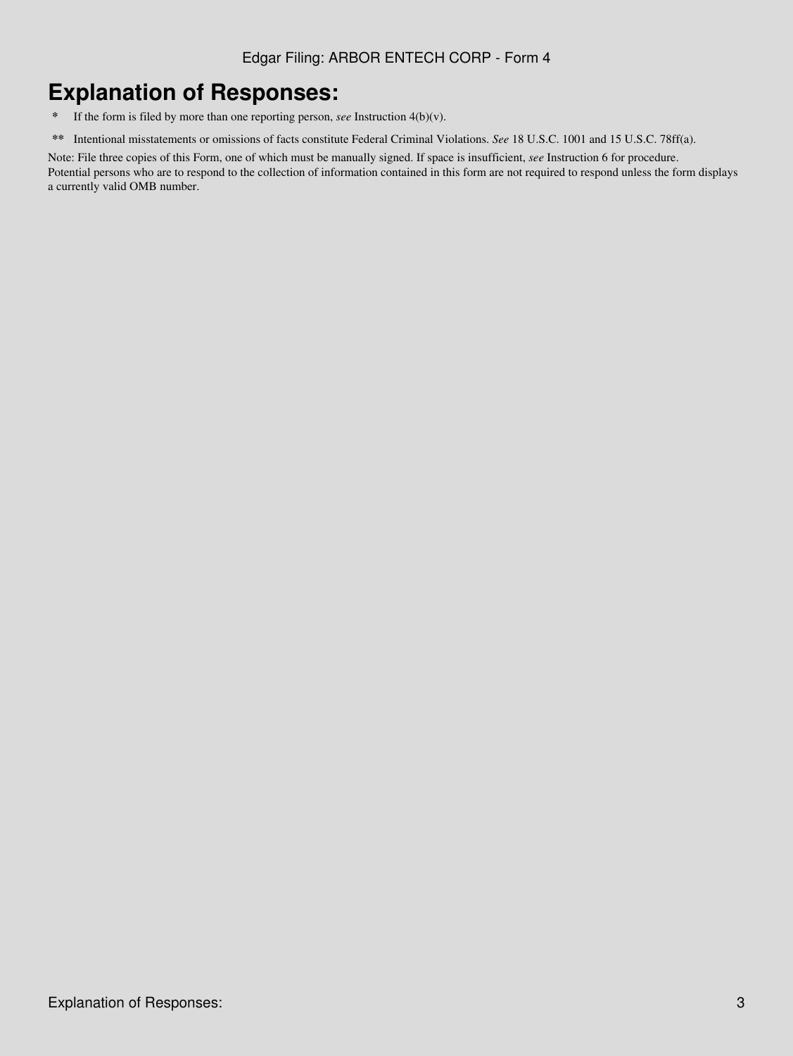# Explanation of Responses:

- \* If the form is filed by more than one reporting person, *see* Instruction 4(b)(v).
- \*\* Intentional misstatements or omissions of facts constitute Federal Criminal Violations. *See* 18 U.S.C. 1001 and 15 U.S.C. 78ff(a).

Note: File three copies of this Form, one of which must be manually signed. If space is insufficient, *see* Instruction 6 for procedure.
Potential persons who are to respond to the collection of information contained in this form are not required to respond unless the form displays a currently valid OMB number.